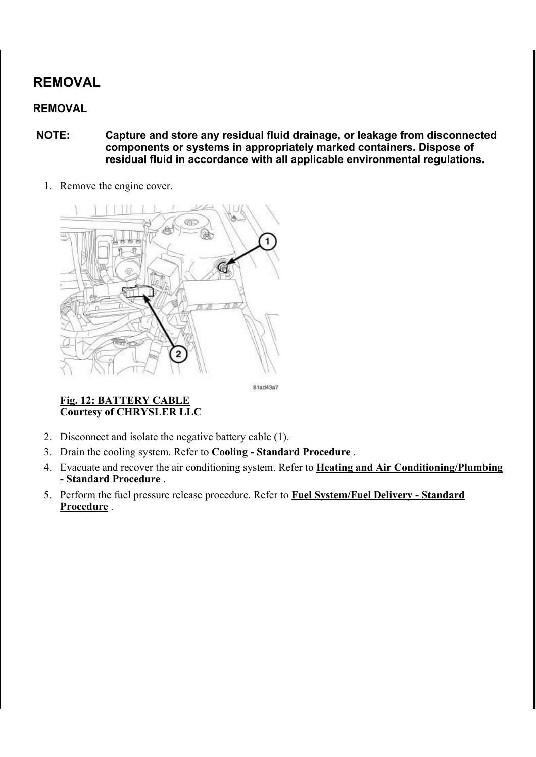# REMOVAL

## REMOVAL

**NOTE: Capture and store any residual fluid drainage, or leakage from disconnected components or systems in appropriately marked containers. Dispose of residual fluid in accordance with all applicable environmental regulations.**

1. Remove the engine cover.

**Fig. 12: BATTERY CABLE**
**Courtesy of CHRYSLER LLC**

2. Disconnect and isolate the negative battery cable (1).
3. Drain the cooling system. Refer to **Cooling - Standard Procedure** .
4. Evacuate and recover the air conditioning system. Refer to **Heating and Air Conditioning/Plumbing - Standard Procedure** .
5. Perform the fuel pressure release procedure. Refer to **Fuel System/Fuel Delivery - Standard Procedure** .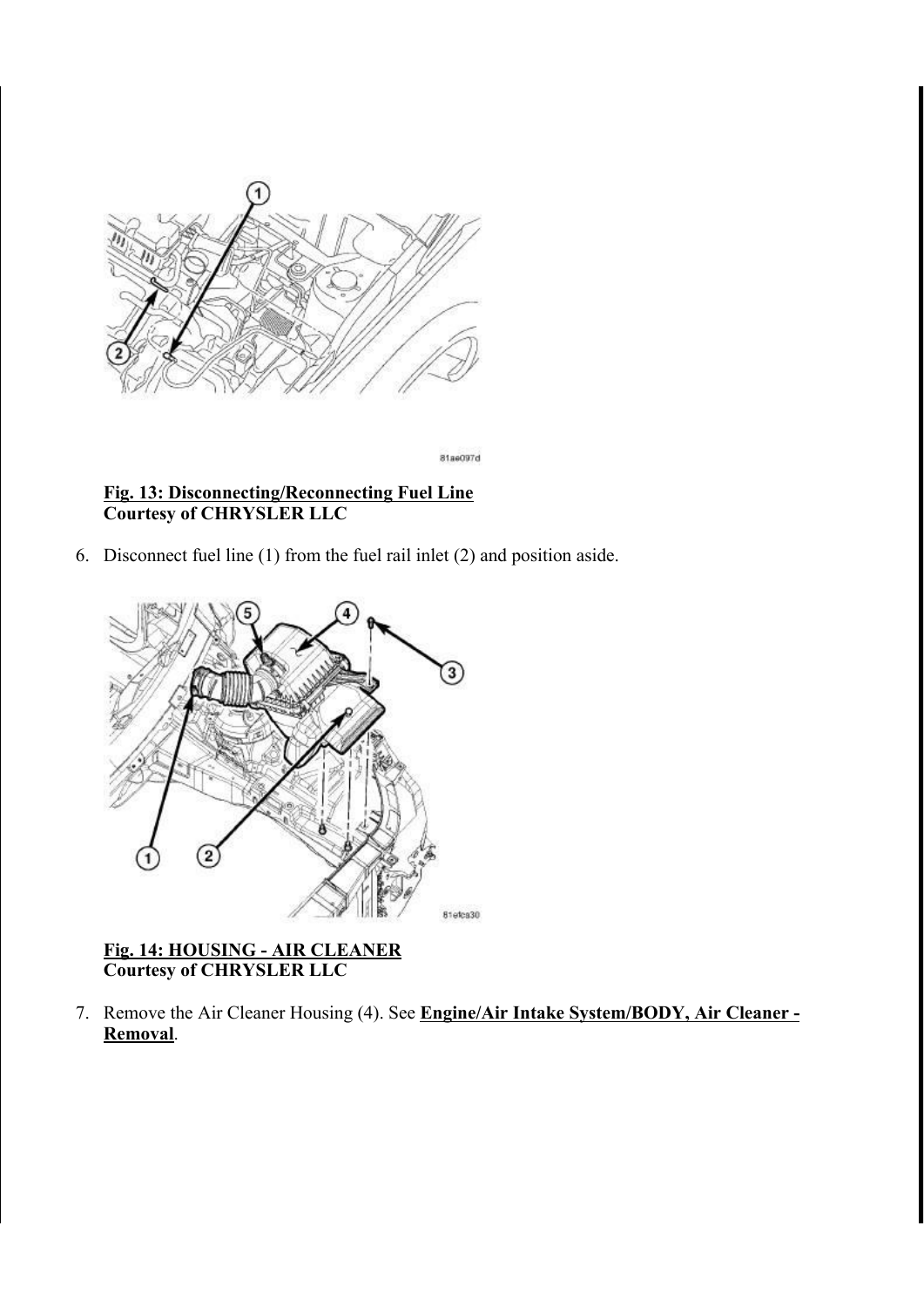**Fig. 13: Disconnecting/Reconnecting Fuel Line**
**Courtesy of CHRYSLER LLC**

6. Disconnect fuel line (1) from the fuel rail inlet (2) and position aside.

**Fig. 14: HOUSING - AIR CLEANER**
**Courtesy of CHRYSLER LLC**

7. Remove the Air Cleaner Housing (4). See **Engine/Air Intake System/BODY, Air Cleaner - Removal**.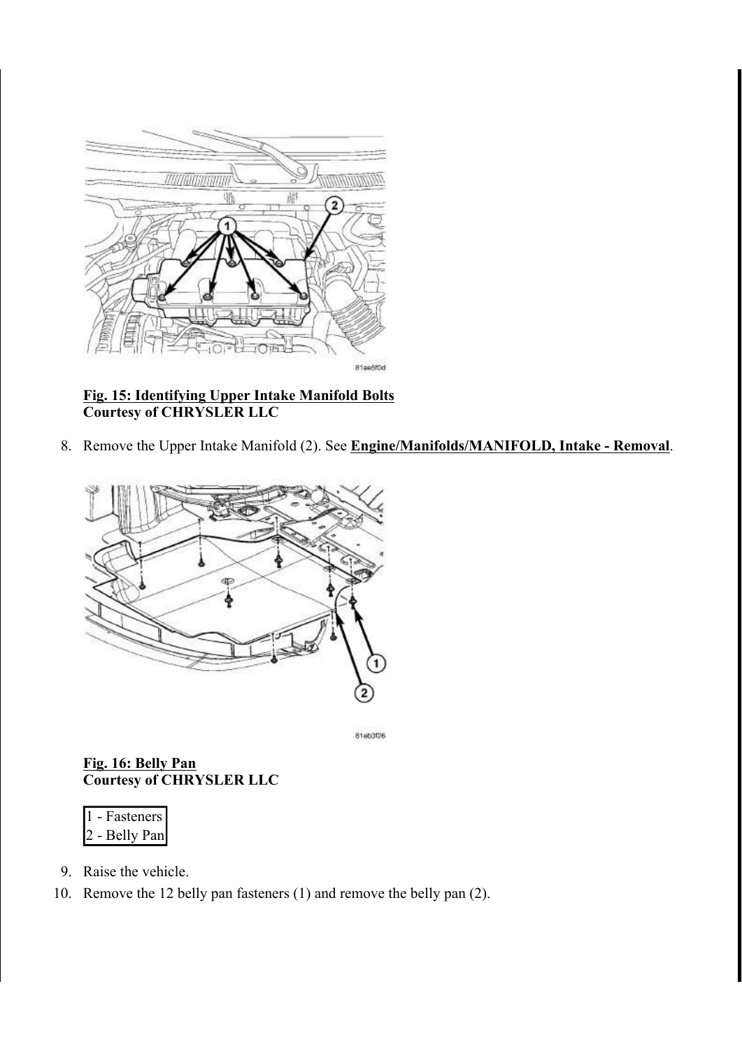**Fig. 15: Identifying Upper Intake Manifold Bolts**
**Courtesy of CHRYSLER LLC**

8. Remove the Upper Intake Manifold (2). See **Engine/Manifolds/MANIFOLD, Intake - Removal**.

**Fig. 16: Belly Pan**
**Courtesy of CHRYSLER LLC**

| 1 - Fasteners |
| --- |
| 2 - Belly Pan |

9. Raise the vehicle.
10. Remove the 12 belly pan fasteners (1) and remove the belly pan (2).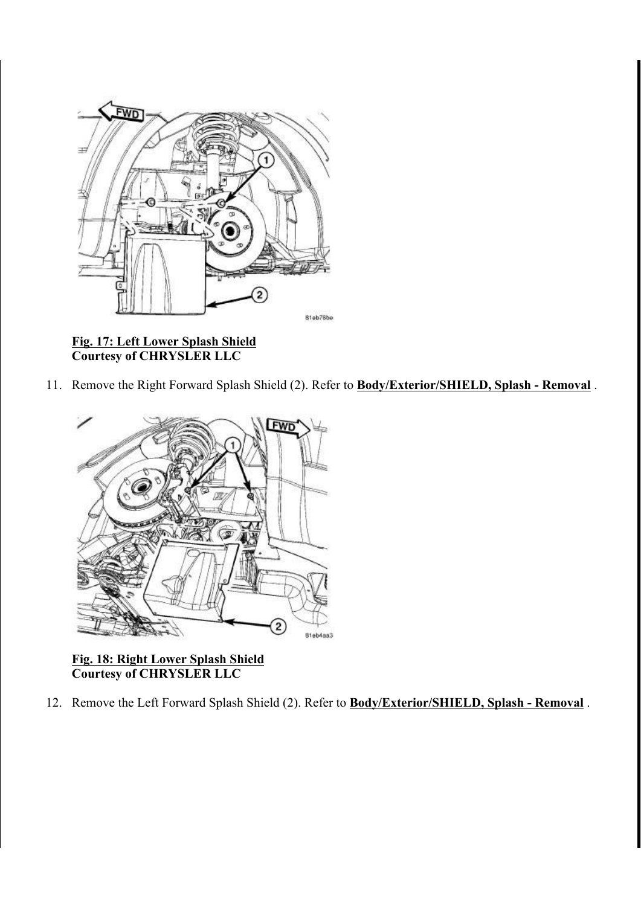**Fig. 17: Left Lower Splash Shield**
**Courtesy of CHRYSLER LLC**

11. Remove the Right Forward Splash Shield (2). Refer to **Body/Exterior/SHIELD, Splash - Removal** .

**Fig. 18: Right Lower Splash Shield**
**Courtesy of CHRYSLER LLC**

12. Remove the Left Forward Splash Shield (2). Refer to **Body/Exterior/SHIELD, Splash - Removal** .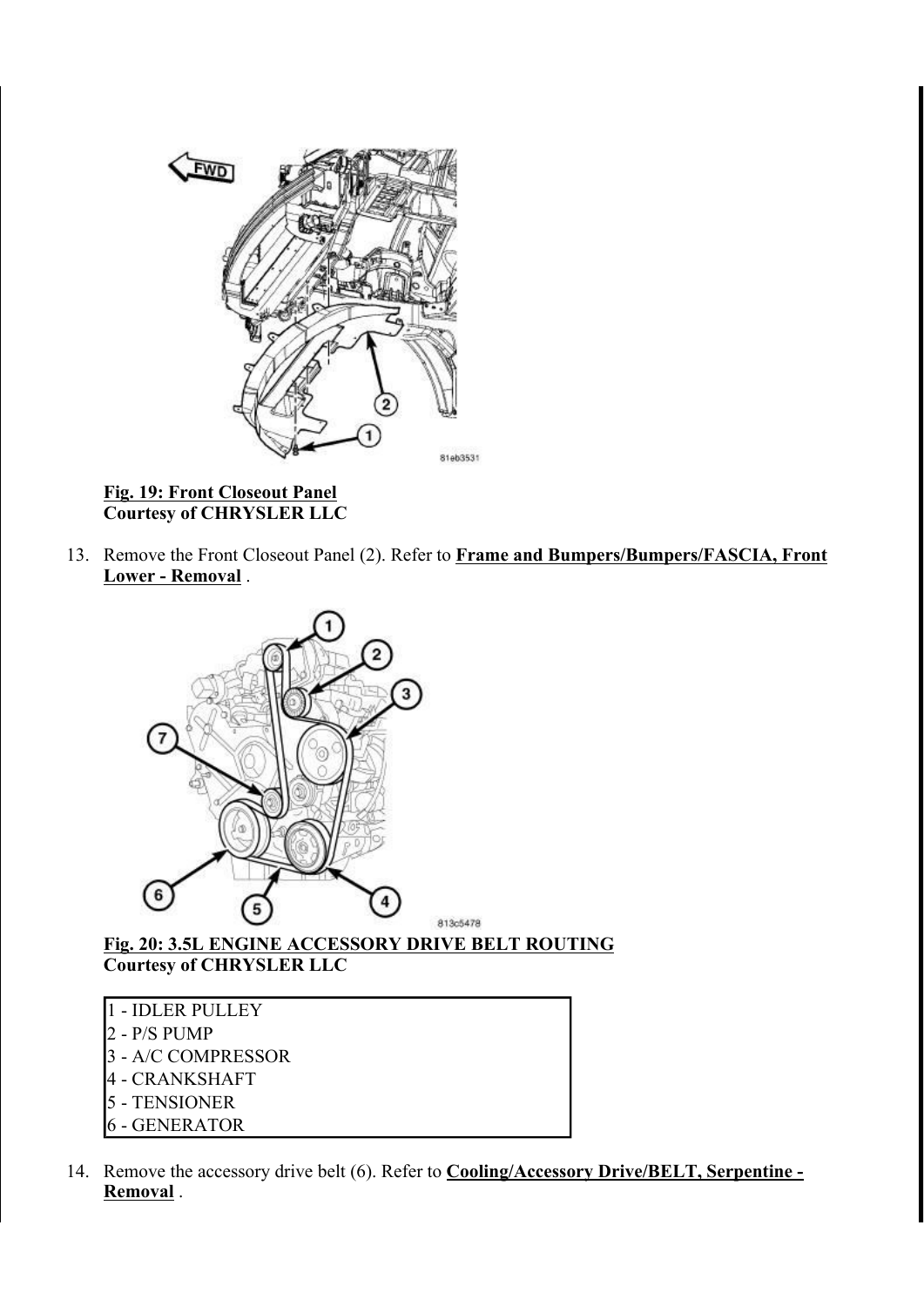**Fig. 19: Front Closeout Panel**
**Courtesy of CHRYSLER LLC**

13. Remove the Front Closeout Panel (2). Refer to **Frame and Bumpers/Bumpers/FASCIA, Front Lower - Removal** .

**Fig. 20: 3.5L ENGINE ACCESSORY DRIVE BELT ROUTING**
**Courtesy of CHRYSLER LLC**

| |
|---|
| 1 - IDLER PULLEY |
| 2 - P/S PUMP |
| 3 - A/C COMPRESSOR |
| 4 - CRANKSHAFT |
| 5 - TENSIONER |
| 6 - GENERATOR |

14. Remove the accessory drive belt (6). Refer to **Cooling/Accessory Drive/BELT, Serpentine - Removal** .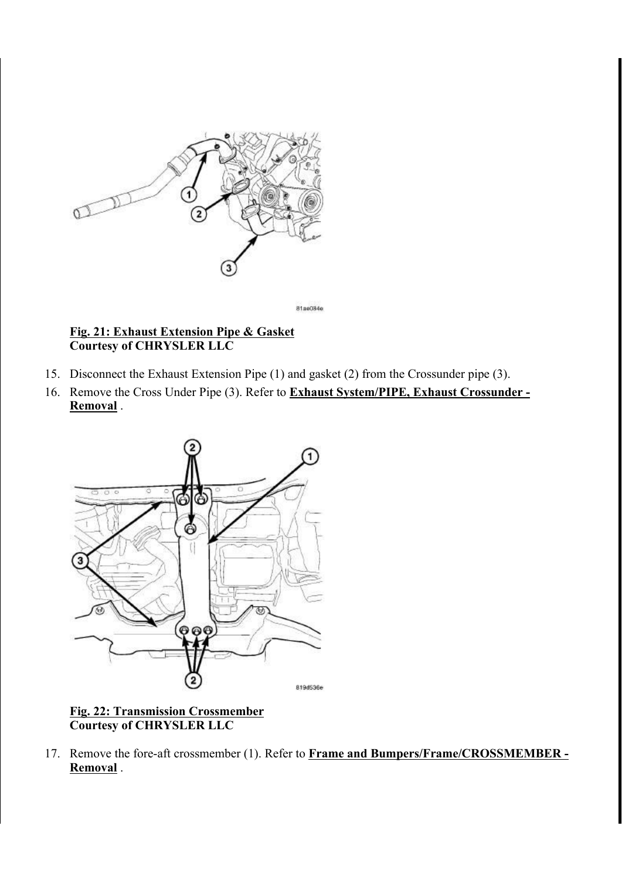**Fig. 21: Exhaust Extension Pipe & Gasket**
**Courtesy of CHRYSLER LLC**

15. Disconnect the Exhaust Extension Pipe (1) and gasket (2) from the Crossunder pipe (3).
16. Remove the Cross Under Pipe (3). Refer to **Exhaust System/PIPE, Exhaust Crossunder - Removal** .

**Fig. 22: Transmission Crossmember**
**Courtesy of CHRYSLER LLC**

17. Remove the fore-aft crossmember (1). Refer to **Frame and Bumpers/Frame/CROSSMEMBER - Removal** .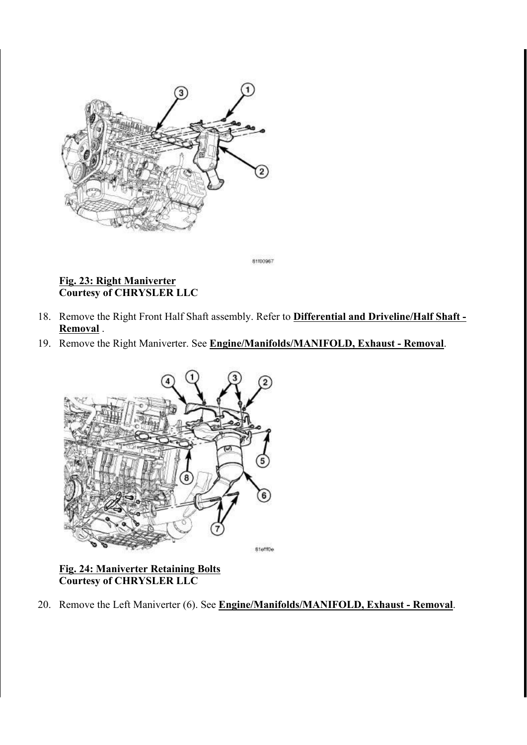**Fig. 23: Right Maniverter**
**Courtesy of CHRYSLER LLC**

18. Remove the Right Front Half Shaft assembly. Refer to **Differential and Driveline/Half Shaft - Removal** .
19. Remove the Right Maniverter. See **Engine/Manifolds/MANIFOLD, Exhaust - Removal**.

**Fig. 24: Maniverter Retaining Bolts**
**Courtesy of CHRYSLER LLC**

20. Remove the Left Maniverter (6). See **Engine/Manifolds/MANIFOLD, Exhaust - Removal**.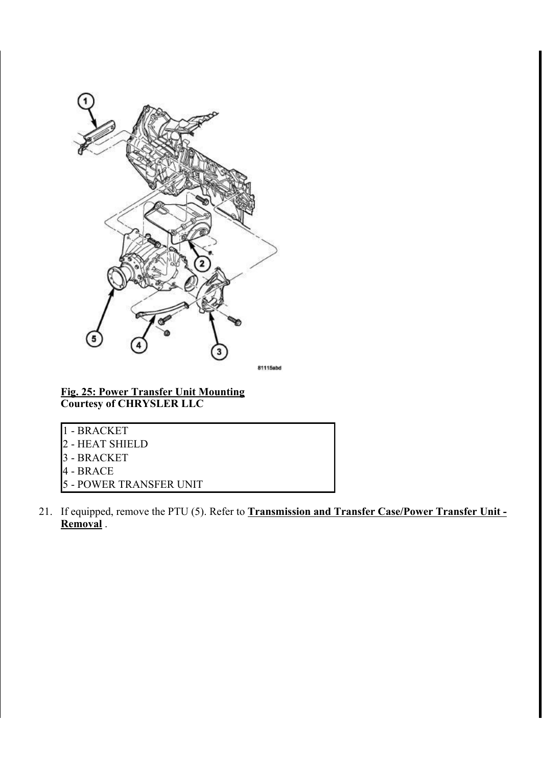**Fig. 25: Power Transfer Unit Mounting**
**Courtesy of CHRYSLER LLC**

| |
|---|
| 1 - BRACKET |
| 2 - HEAT SHIELD |
| 3 - BRACKET |
| 4 - BRACE |
| 5 - POWER TRANSFER UNIT |

21. If equipped, remove the PTU (5). Refer to **Transmission and Transfer Case/Power Transfer Unit - Removal** .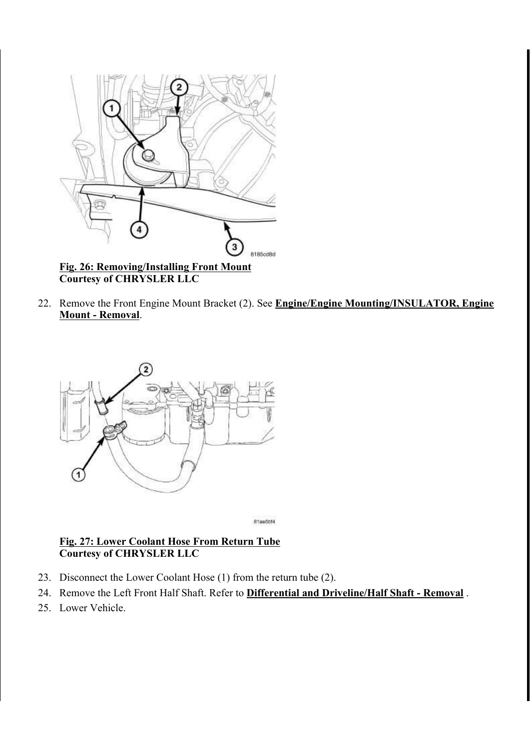**Fig. 26: Removing/Installing Front Mount**
**Courtesy of CHRYSLER LLC**

22. Remove the Front Engine Mount Bracket (2). See **Engine/Engine Mounting/INSULATOR, Engine Mount - Removal**.

**Fig. 27: Lower Coolant Hose From Return Tube**
**Courtesy of CHRYSLER LLC**

23. Disconnect the Lower Coolant Hose (1) from the return tube (2).
24. Remove the Left Front Half Shaft. Refer to **Differential and Driveline/Half Shaft - Removal** .
25. Lower Vehicle.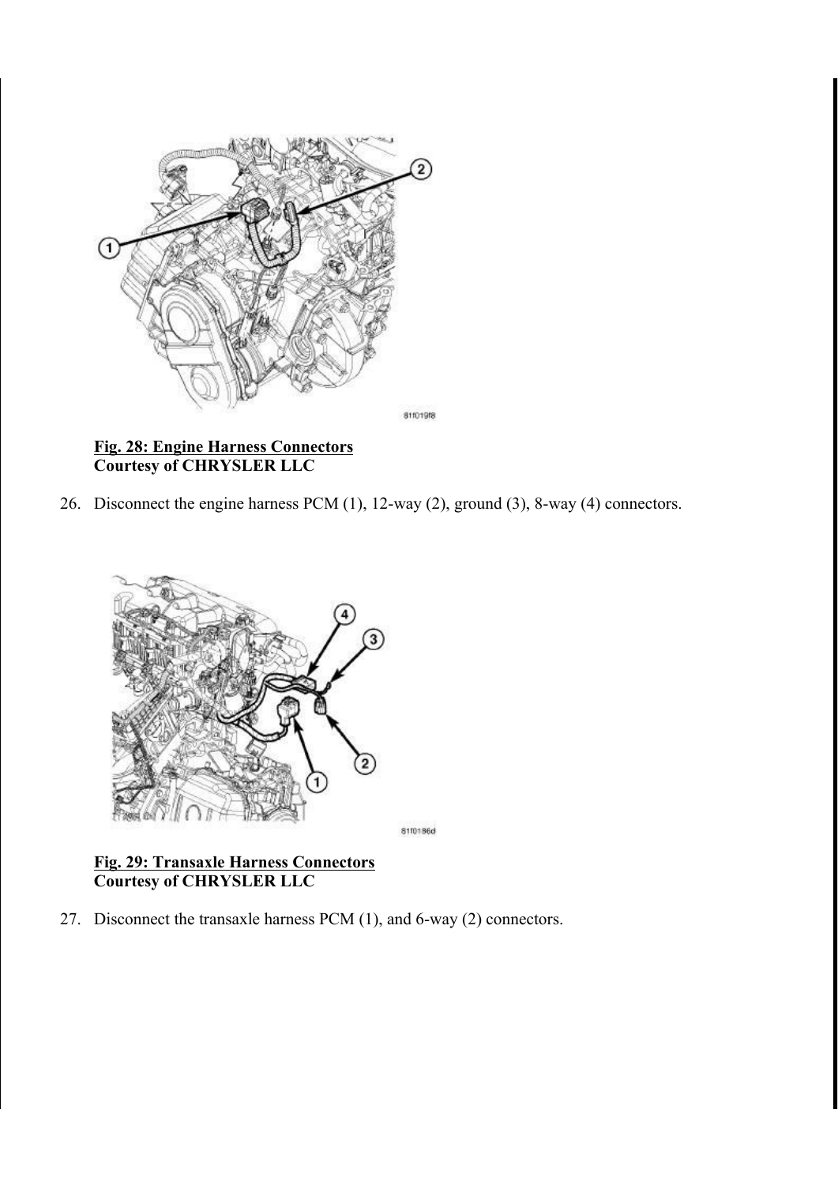**Fig. 28: Engine Harness Connectors**
**Courtesy of CHRYSLER LLC**

26. Disconnect the engine harness PCM (1), 12-way (2), ground (3), 8-way (4) connectors.

**Fig. 29: Transaxle Harness Connectors**
**Courtesy of CHRYSLER LLC**

27. Disconnect the transaxle harness PCM (1), and 6-way (2) connectors.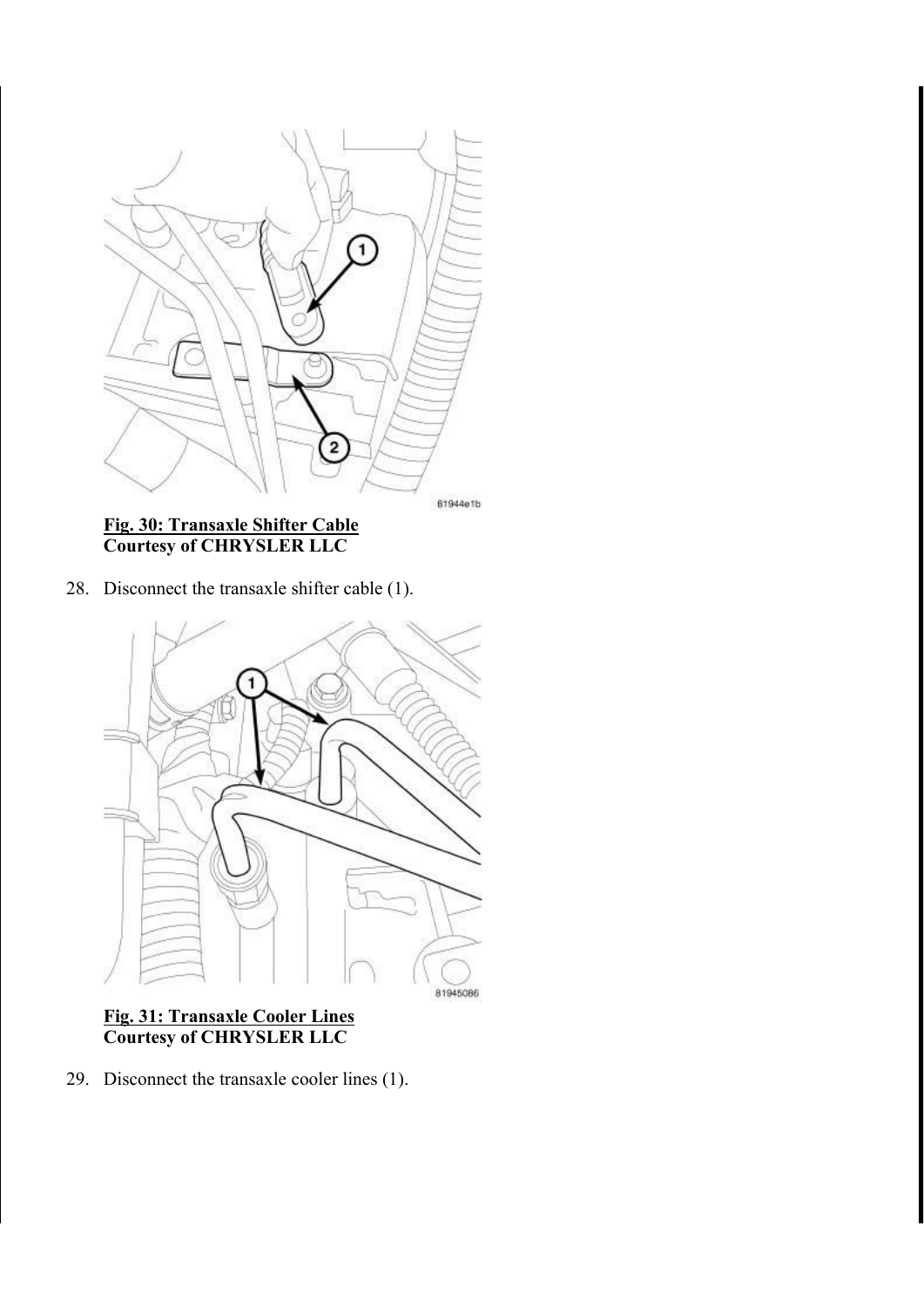**Fig. 30: Transaxle Shifter Cable**
**Courtesy of CHRYSLER LLC**

28. Disconnect the transaxle shifter cable (1).

**Fig. 31: Transaxle Cooler Lines**
**Courtesy of CHRYSLER LLC**

29. Disconnect the transaxle cooler lines (1).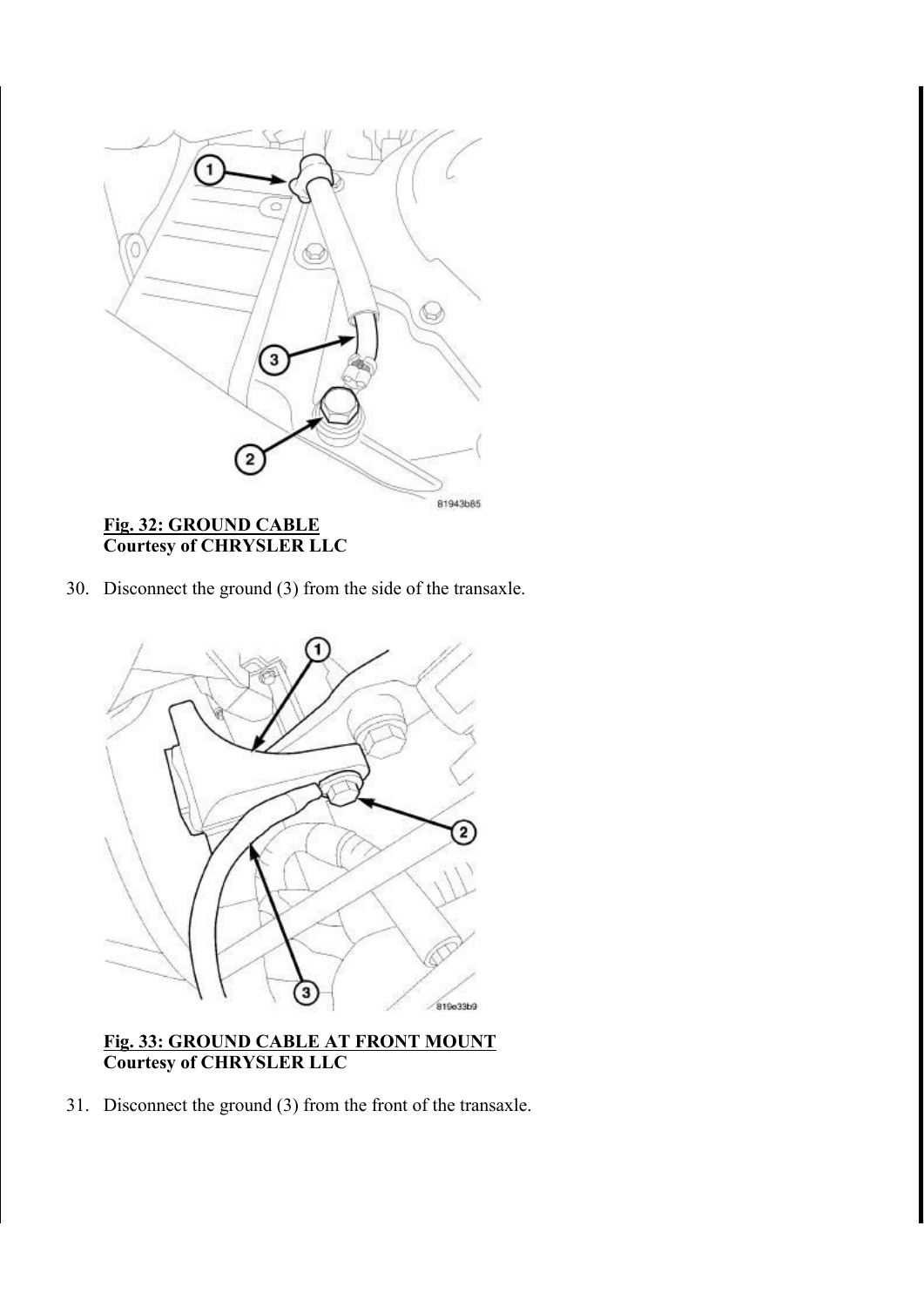**Fig. 32: GROUND CABLE**
**Courtesy of CHRYSLER LLC**

30. Disconnect the ground (3) from the side of the transaxle.

**Fig. 33: GROUND CABLE AT FRONT MOUNT**
**Courtesy of CHRYSLER LLC**

31. Disconnect the ground (3) from the front of the transaxle.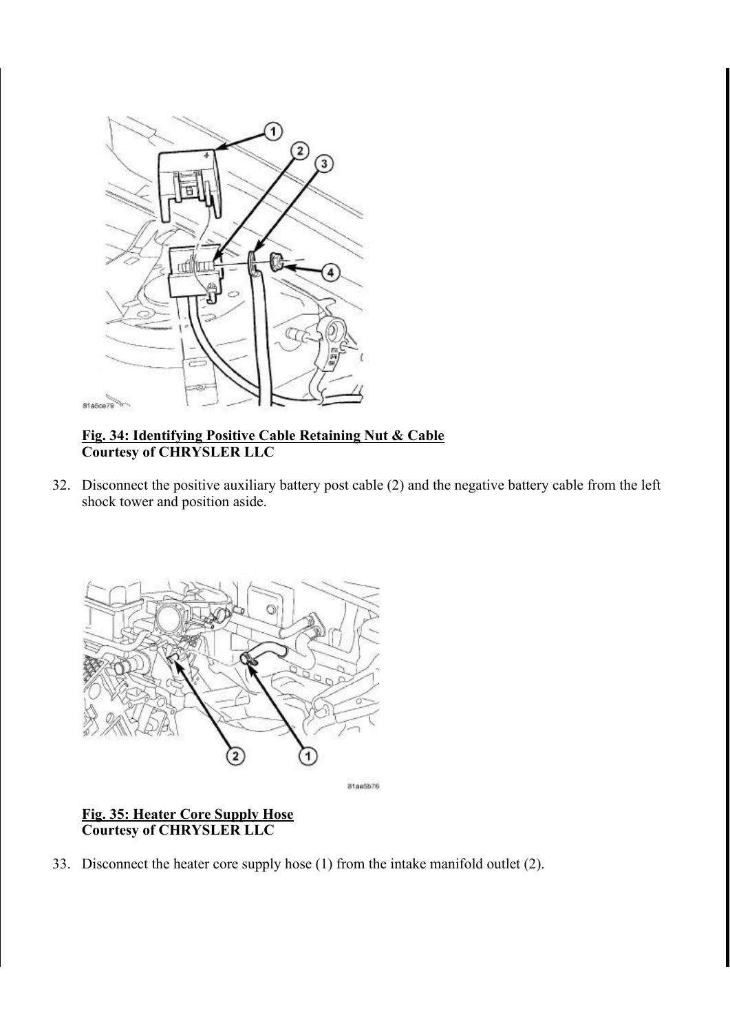**Fig. 34: Identifying Positive Cable Retaining Nut & Cable**
**Courtesy of CHRYSLER LLC**

32. Disconnect the positive auxiliary battery post cable (2) and the negative battery cable from the left shock tower and position aside.

**Fig. 35: Heater Core Supply Hose**
**Courtesy of CHRYSLER LLC**

33. Disconnect the heater core supply hose (1) from the intake manifold outlet (2).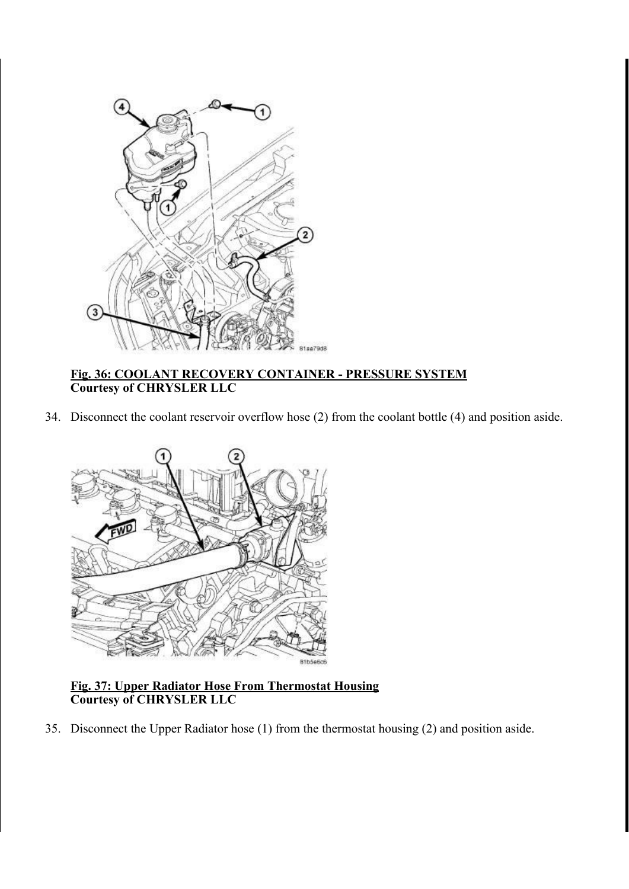**Fig. 36: COOLANT RECOVERY CONTAINER - PRESSURE SYSTEM**
**Courtesy of CHRYSLER LLC**

34. Disconnect the coolant reservoir overflow hose (2) from the coolant bottle (4) and position aside.

**Fig. 37: Upper Radiator Hose From Thermostat Housing**
**Courtesy of CHRYSLER LLC**

35. Disconnect the Upper Radiator hose (1) from the thermostat housing (2) and position aside.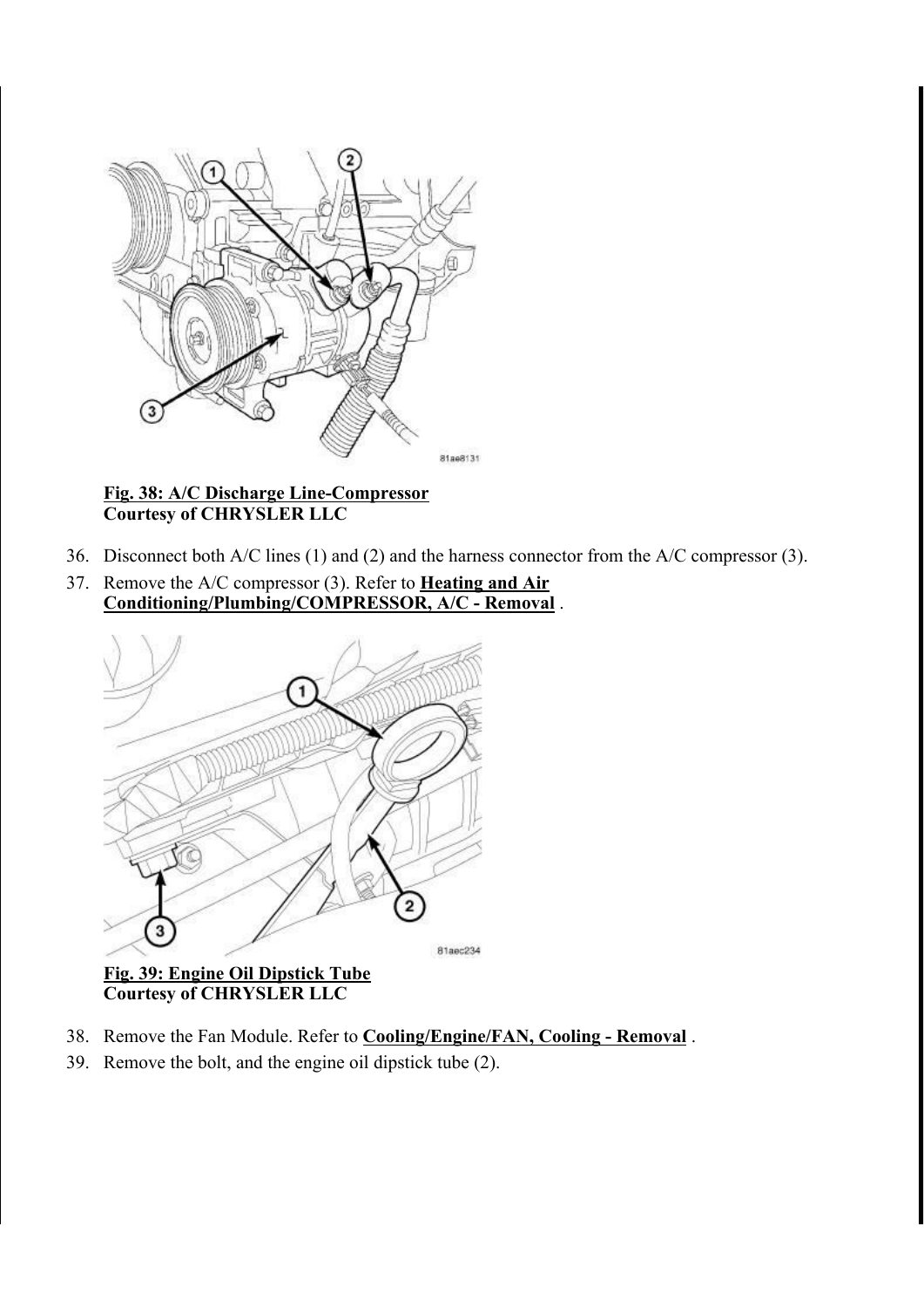**Fig. 38: A/C Discharge Line-Compressor**
**Courtesy of CHRYSLER LLC**

36. Disconnect both A/C lines (1) and (2) and the harness connector from the A/C compressor (3).
37. Remove the A/C compressor (3). Refer to **Heating and Air Conditioning/Plumbing/COMPRESSOR, A/C - Removal** .

**Fig. 39: Engine Oil Dipstick Tube**
**Courtesy of CHRYSLER LLC**

38. Remove the Fan Module. Refer to **Cooling/Engine/FAN, Cooling - Removal** .
39. Remove the bolt, and the engine oil dipstick tube (2).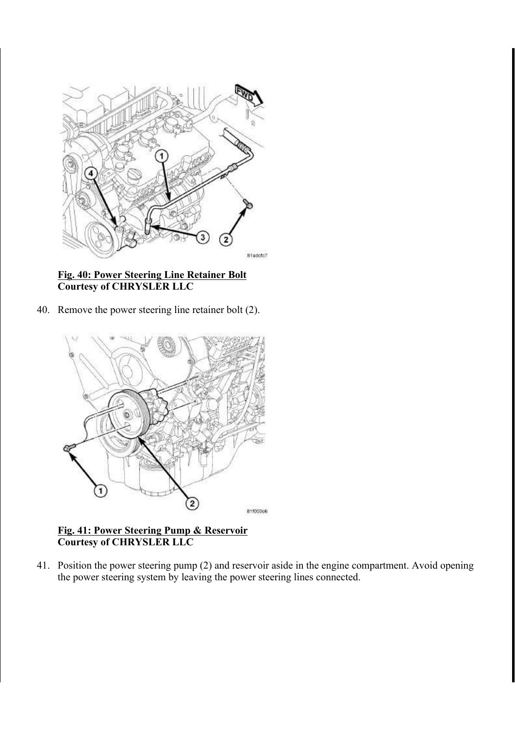**Fig. 40: Power Steering Line Retainer Bolt**
**Courtesy of CHRYSLER LLC**

40. Remove the power steering line retainer bolt (2).

**Fig. 41: Power Steering Pump & Reservoir**
**Courtesy of CHRYSLER LLC**

41. Position the power steering pump (2) and reservoir aside in the engine compartment. Avoid opening the power steering system by leaving the power steering lines connected.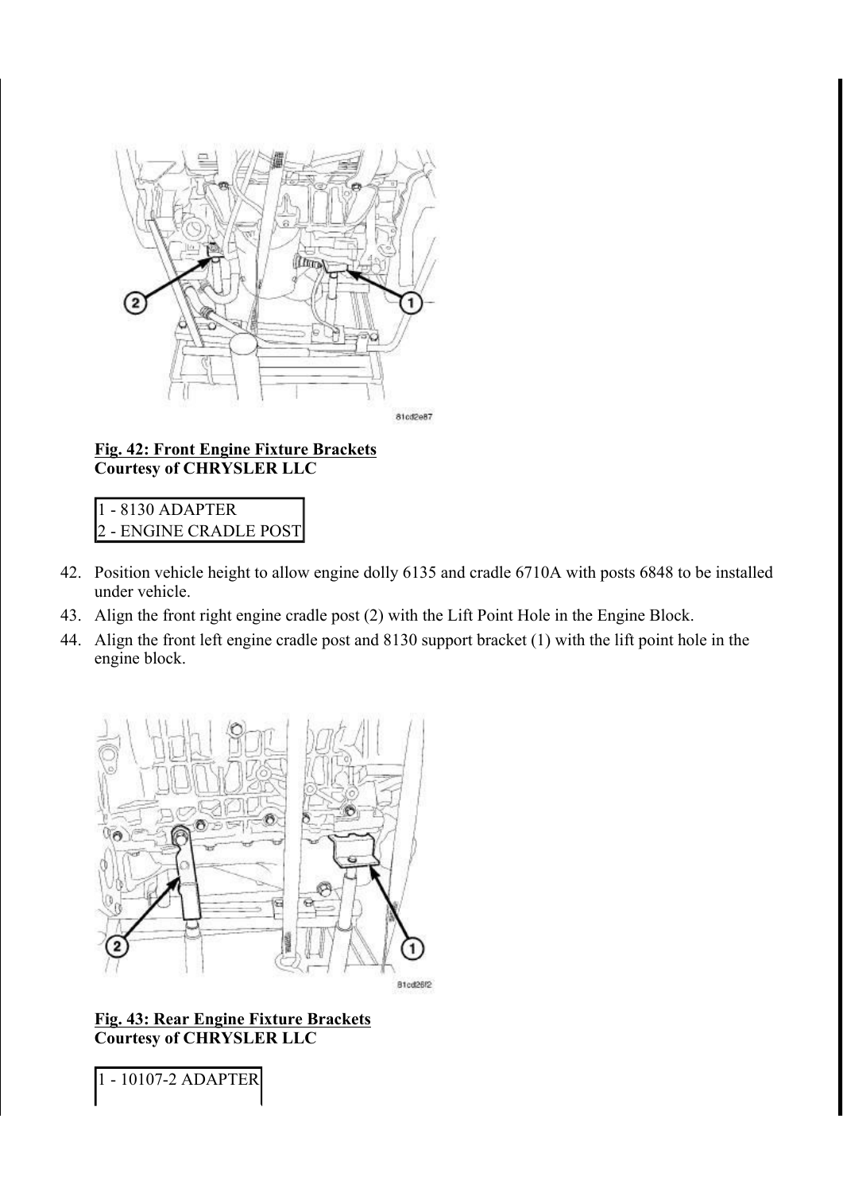**Fig. 42: Front Engine Fixture Brackets**
**Courtesy of CHRYSLER LLC**

| |
|---|
| 1 - 8130 ADAPTER |
| 2 - ENGINE CRADLE POST |

42. Position vehicle height to allow engine dolly 6135 and cradle 6710A with posts 6848 to be installed under vehicle.
43. Align the front right engine cradle post (2) with the Lift Point Hole in the Engine Block.
44. Align the front left engine cradle post and 8130 support bracket (1) with the lift point hole in the engine block.

**Fig. 43: Rear Engine Fixture Brackets**
**Courtesy of CHRYSLER LLC**

| |
|---|
| 1 - 10107-2 ADAPTER |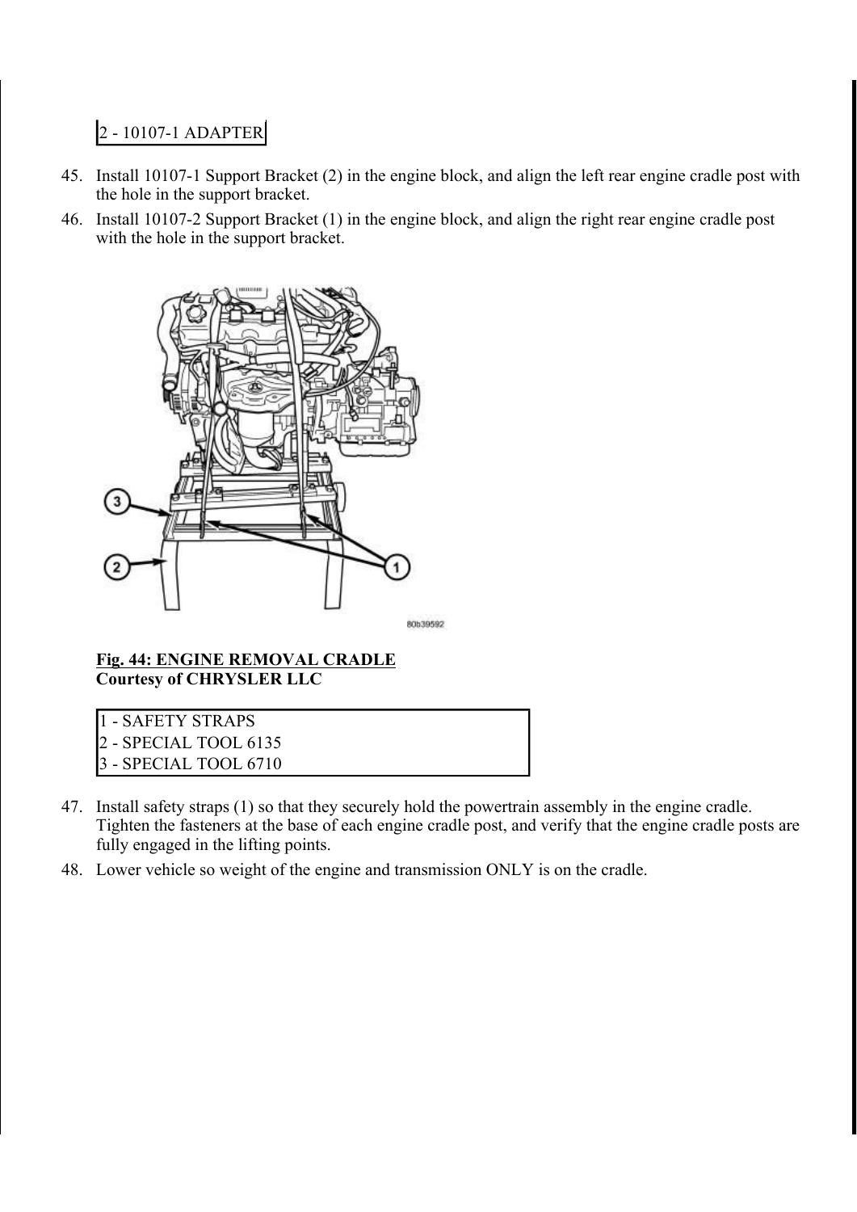| 2 - 10107-1 ADAPTER |
| --- |

45. Install 10107-1 Support Bracket (2) in the engine block, and align the left rear engine cradle post with the hole in the support bracket.
46. Install 10107-2 Support Bracket (1) in the engine block, and align the right rear engine cradle post with the hole in the support bracket.

**Fig. 44: ENGINE REMOVAL CRADLE**
**Courtesy of CHRYSLER LLC**

| 1 - SAFETY STRAPS |
| --- |
| 2 - SPECIAL TOOL 6135 |
| 3 - SPECIAL TOOL 6710 |

47. Install safety straps (1) so that they securely hold the powertrain assembly in the engine cradle. Tighten the fasteners at the base of each engine cradle post, and verify that the engine cradle posts are fully engaged in the lifting points.
48. Lower vehicle so weight of the engine and transmission ONLY is on the cradle.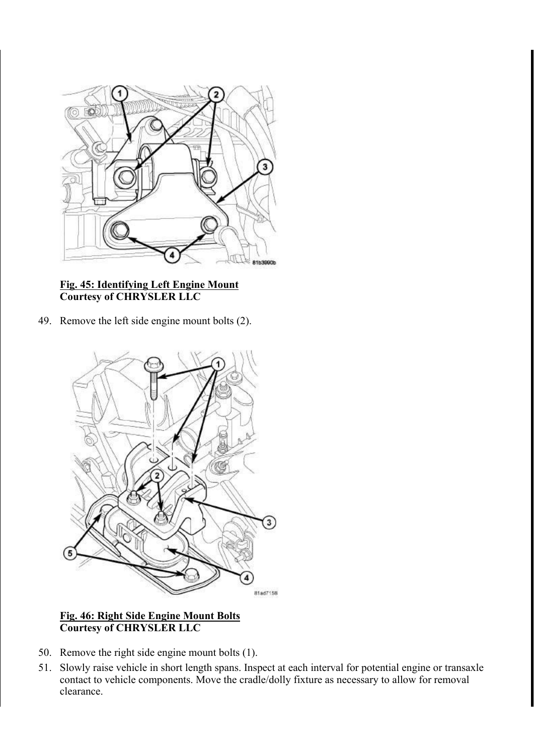**Fig. 45: Identifying Left Engine Mount**
**Courtesy of CHRYSLER LLC**

49. Remove the left side engine mount bolts (2).

**Fig. 46: Right Side Engine Mount Bolts**
**Courtesy of CHRYSLER LLC**

50. Remove the right side engine mount bolts (1).
51. Slowly raise vehicle in short length spans. Inspect at each interval for potential engine or transaxle contact to vehicle components. Move the cradle/dolly fixture as necessary to allow for removal clearance.